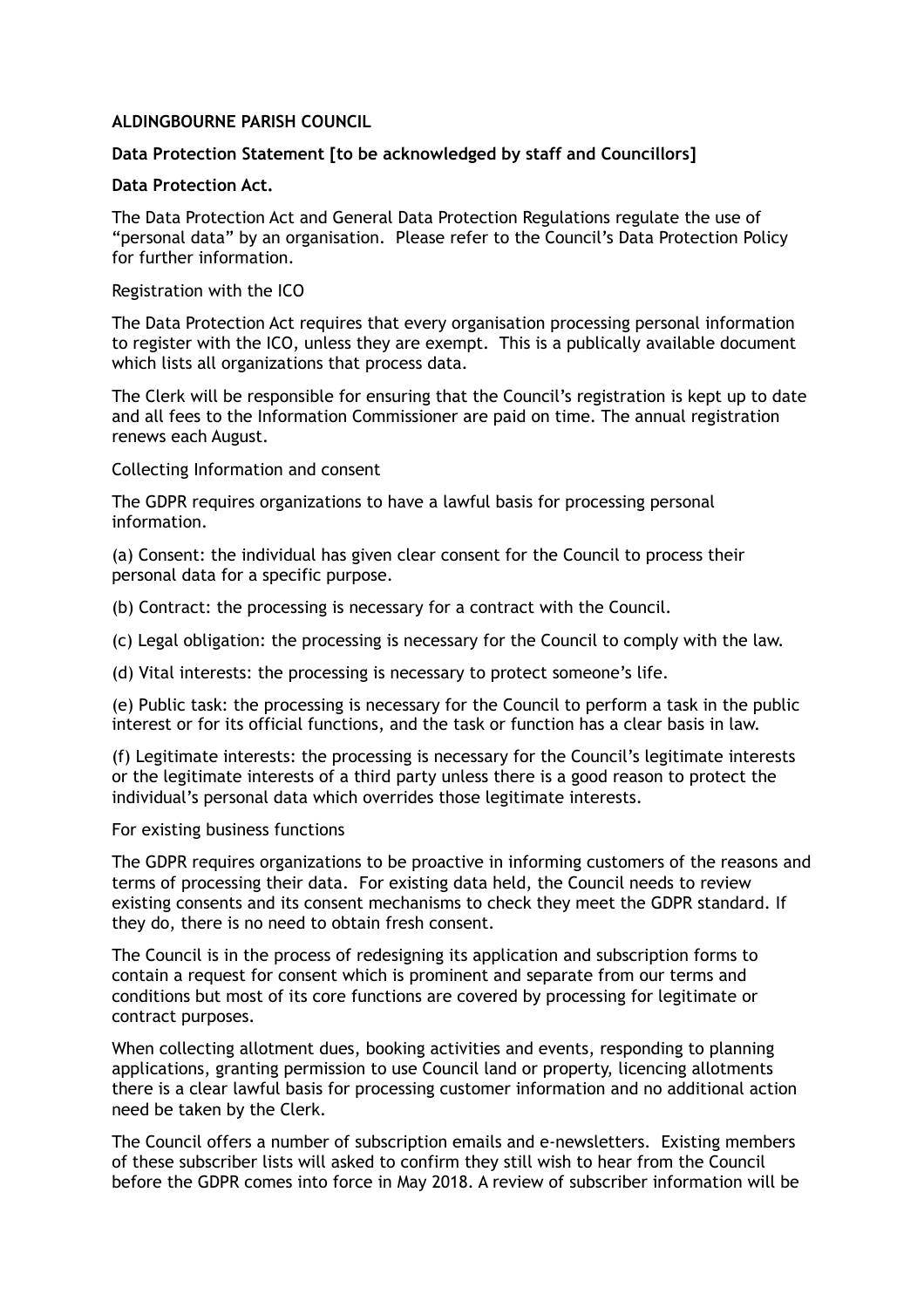**ALDINGBOURNE PARISH COUNCIL**

**Data Protection Statement [to be acknowledged by staff and Councillors]**

**Data Protection Act.**

The Data Protection Act and General Data Protection Regulations regulate the use of "personal data" by an organisation. Please refer to the Council's Data Protection Policy for further information.

Registration with the ICO

The Data Protection Act requires that every organisation processing personal information to register with the ICO, unless they are exempt. This is a publically available document which lists all organizations that process data.

The Clerk will be responsible for ensuring that the Council's registration is kept up to date and all fees to the Information Commissioner are paid on time. The annual registration renews each August.

Collecting Information and consent

The GDPR requires organizations to have a lawful basis for processing personal information.

(a) Consent: the individual has given clear consent for the Council to process their personal data for a specific purpose.

(b) Contract: the processing is necessary for a contract with the Council.

(c) Legal obligation: the processing is necessary for the Council to comply with the law.

(d) Vital interests: the processing is necessary to protect someone's life.

(e) Public task: the processing is necessary for the Council to perform a task in the public interest or for its official functions, and the task or function has a clear basis in law.

(f) Legitimate interests: the processing is necessary for the Council's legitimate interests or the legitimate interests of a third party unless there is a good reason to protect the individual's personal data which overrides those legitimate interests.

For existing business functions

The GDPR requires organizations to be proactive in informing customers of the reasons and terms of processing their data. For existing data held, the Council needs to review existing consents and its consent mechanisms to check they meet the GDPR standard. If they do, there is no need to obtain fresh consent.

The Council is in the process of redesigning its application and subscription forms to contain a request for consent which is prominent and separate from our terms and conditions but most of its core functions are covered by processing for legitimate or contract purposes.

When collecting allotment dues, booking activities and events, responding to planning applications, granting permission to use Council land or property, licencing allotments there is a clear lawful basis for processing customer information and no additional action need be taken by the Clerk.

The Council offers a number of subscription emails and e-newsletters. Existing members of these subscriber lists will asked to confirm they still wish to hear from the Council before the GDPR comes into force in May 2018. A review of subscriber information will be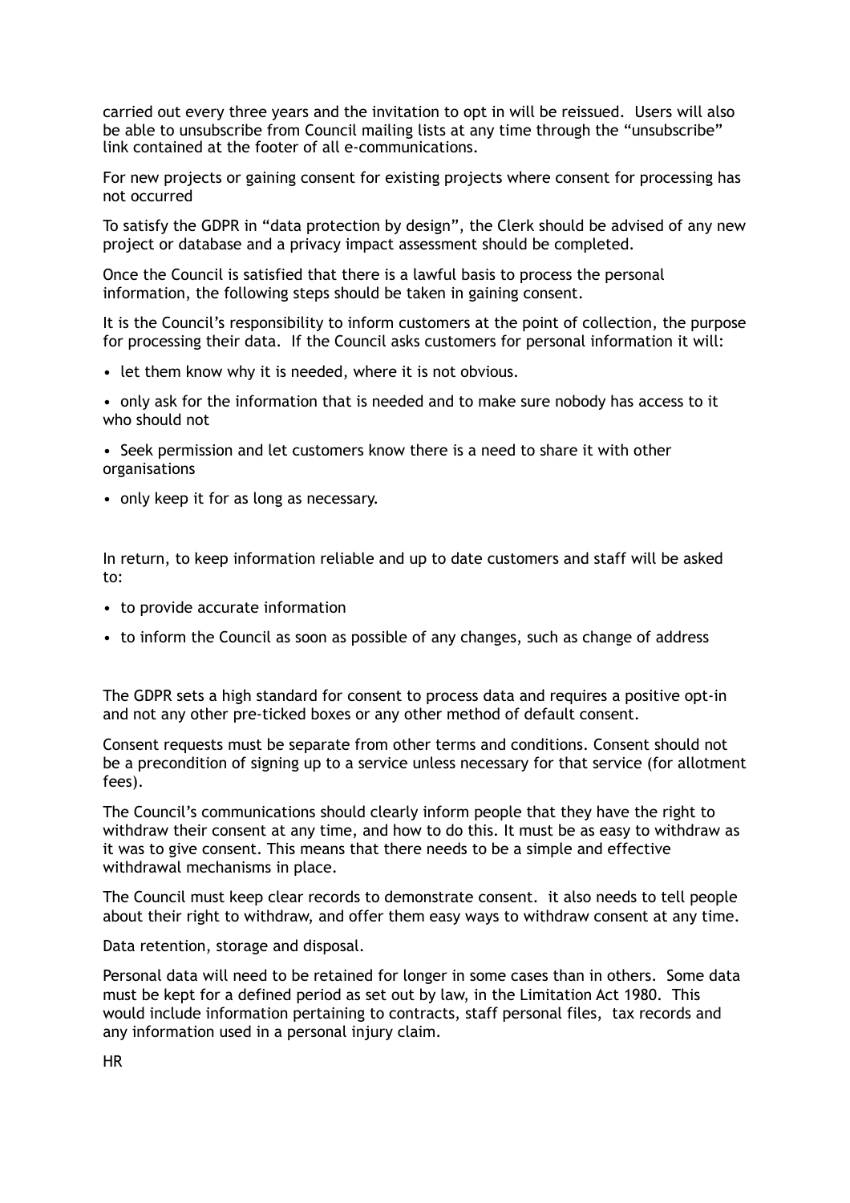carried out every three years and the invitation to opt in will be reissued. Users will also be able to unsubscribe from Council mailing lists at any time through the "unsubscribe" link contained at the footer of all e-communications.

For new projects or gaining consent for existing projects where consent for processing has not occurred

To satisfy the GDPR in "data protection by design", the Clerk should be advised of any new project or database and a privacy impact assessment should be completed.

Once the Council is satisfied that there is a lawful basis to process the personal information, the following steps should be taken in gaining consent.

It is the Council's responsibility to inform customers at the point of collection, the purpose for processing their data. If the Council asks customers for personal information it will:

- let them know why it is needed, where it is not obvious.
- only ask for the information that is needed and to make sure nobody has access to it who should not
- Seek permission and let customers know there is a need to share it with other organisations
- only keep it for as long as necessary.

In return, to keep information reliable and up to date customers and staff will be asked to:

- to provide accurate information
- to inform the Council as soon as possible of any changes, such as change of address

The GDPR sets a high standard for consent to process data and requires a positive opt-in and not any other pre-ticked boxes or any other method of default consent.

Consent requests must be separate from other terms and conditions. Consent should not be a precondition of signing up to a service unless necessary for that service (for allotment fees).

The Council's communications should clearly inform people that they have the right to withdraw their consent at any time, and how to do this. It must be as easy to withdraw as it was to give consent. This means that there needs to be a simple and effective withdrawal mechanisms in place.

The Council must keep clear records to demonstrate consent. it also needs to tell people about their right to withdraw, and offer them easy ways to withdraw consent at any time.

Data retention, storage and disposal.

Personal data will need to be retained for longer in some cases than in others. Some data must be kept for a defined period as set out by law, in the Limitation Act 1980. This would include information pertaining to contracts, staff personal files, tax records and any information used in a personal injury claim.

HR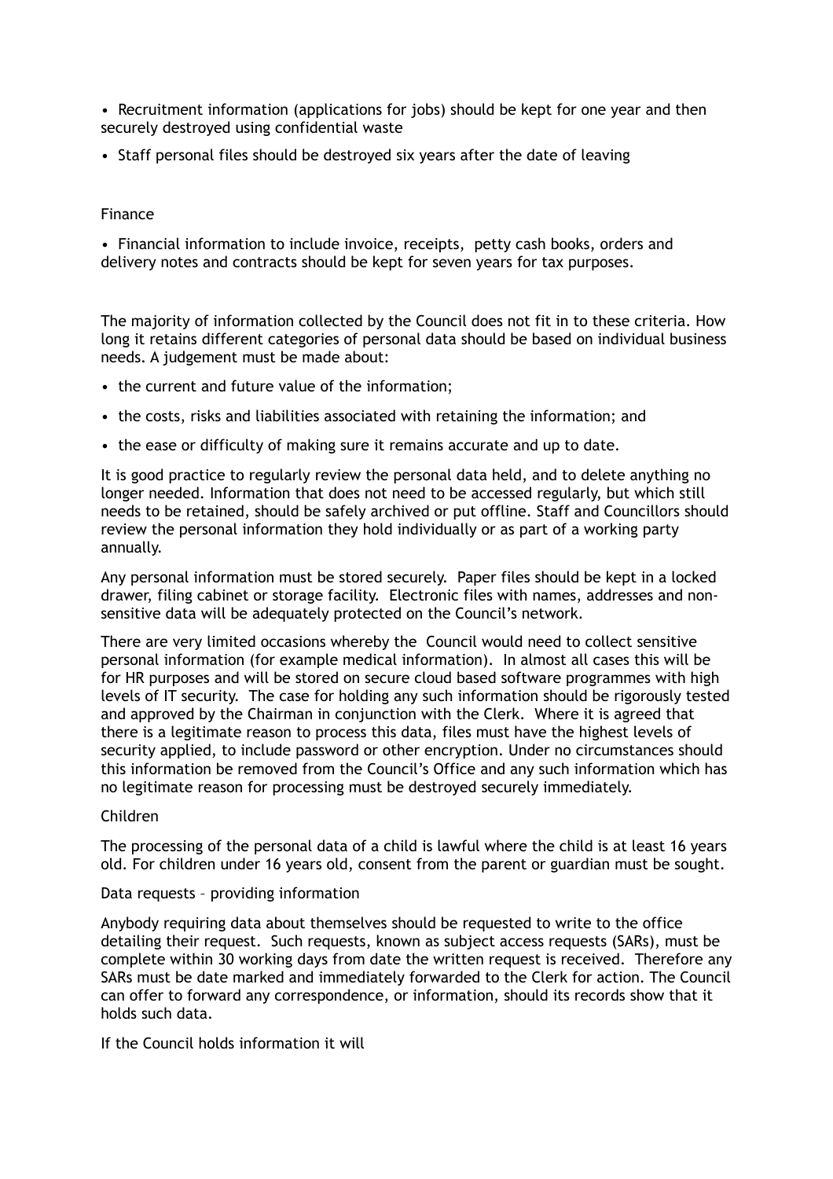- Recruitment information (applications for jobs) should be kept for one year and then securely destroyed using confidential waste
- Staff personal files should be destroyed six years after the date of leaving

Finance

- Financial information to include invoice, receipts, petty cash books, orders and delivery notes and contracts should be kept for seven years for tax purposes.

The majority of information collected by the Council does not fit in to these criteria. How long it retains different categories of personal data should be based on individual business needs. A judgement must be made about:

- the current and future value of the information;
- the costs, risks and liabilities associated with retaining the information; and
- the ease or difficulty of making sure it remains accurate and up to date.

It is good practice to regularly review the personal data held, and to delete anything no longer needed. Information that does not need to be accessed regularly, but which still needs to be retained, should be safely archived or put offline. Staff and Councillors should review the personal information they hold individually or as part of a working party annually.

Any personal information must be stored securely. Paper files should be kept in a locked drawer, filing cabinet or storage facility. Electronic files with names, addresses and non-sensitive data will be adequately protected on the Council's network.

There are very limited occasions whereby the Council would need to collect sensitive personal information (for example medical information). In almost all cases this will be for HR purposes and will be stored on secure cloud based software programmes with high levels of IT security. The case for holding any such information should be rigorously tested and approved by the Chairman in conjunction with the Clerk. Where it is agreed that there is a legitimate reason to process this data, files must have the highest levels of security applied, to include password or other encryption. Under no circumstances should this information be removed from the Council's Office and any such information which has no legitimate reason for processing must be destroyed securely immediately.

Children

The processing of the personal data of a child is lawful where the child is at least 16 years old. For children under 16 years old, consent from the parent or guardian must be sought.

Data requests – providing information

Anybody requiring data about themselves should be requested to write to the office detailing their request. Such requests, known as subject access requests (SARs), must be complete within 30 working days from date the written request is received. Therefore any SARs must be date marked and immediately forwarded to the Clerk for action. The Council can offer to forward any correspondence, or information, should its records show that it holds such data.

If the Council holds information it will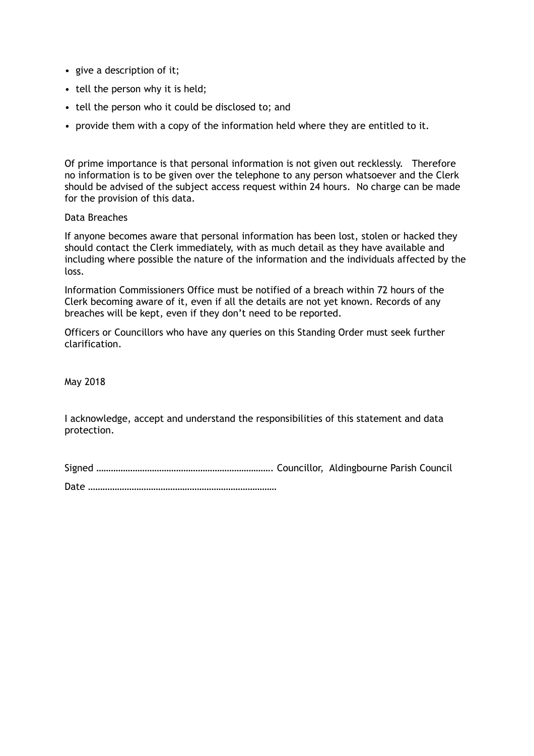- give a description of it;
- tell the person why it is held;
- tell the person who it could be disclosed to; and
- provide them with a copy of the information held where they are entitled to it.

Of prime importance is that personal information is not given out recklessly. Therefore no information is to be given over the telephone to any person whatsoever and the Clerk should be advised of the subject access request within 24 hours. No charge can be made for the provision of this data.

Data Breaches

If anyone becomes aware that personal information has been lost, stolen or hacked they should contact the Clerk immediately, with as much detail as they have available and including where possible the nature of the information and the individuals affected by the loss.

Information Commissioners Office must be notified of a breach within 72 hours of the Clerk becoming aware of it, even if all the details are not yet known. Records of any breaches will be kept, even if they don't need to be reported.

Officers or Councillors who have any queries on this Standing Order must seek further clarification.

May 2018

I acknowledge, accept and understand the responsibilities of this statement and data protection.

Signed ………………………………………………………………. Councillor, Aldingbourne Parish Council

Date ……………………………………………………………………